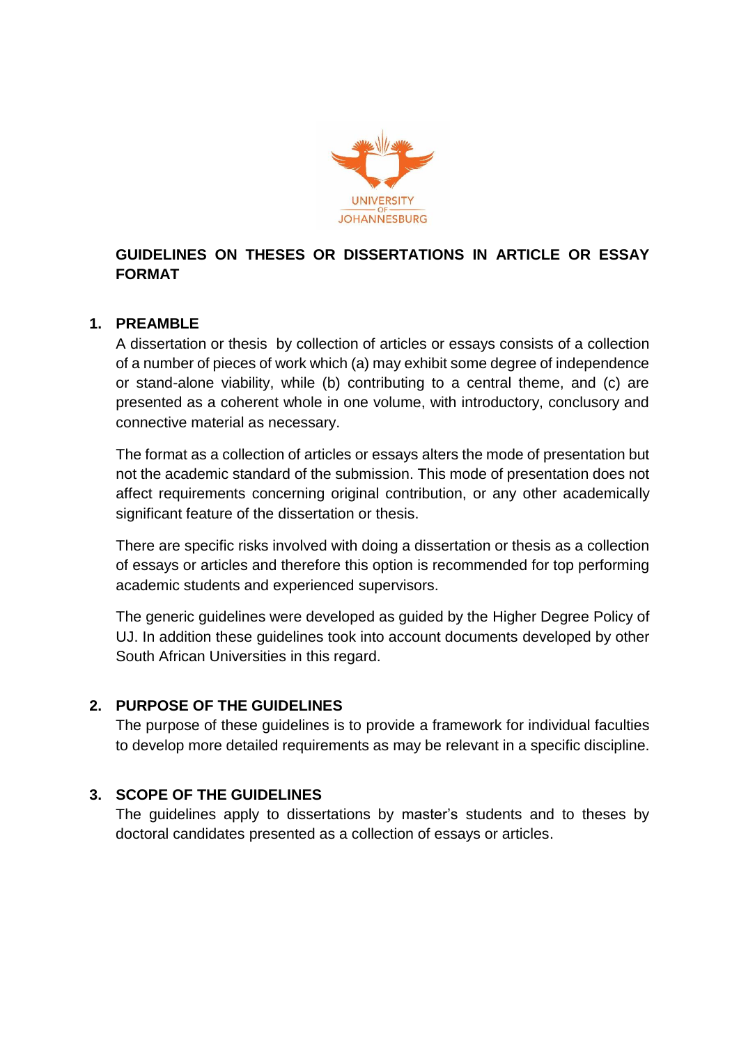UNIVERSITY OF JOHANNESBURG

# GUIDELINES ON THESES OR DISSERTATIONS IN ARTICLE OR ESSAY FORMAT

## 1. PREAMBLE

A dissertation or thesis by collection of articles or essays consists of a collection of a number of pieces of work which (a) may exhibit some degree of independence or stand-alone viability, while (b) contributing to a central theme, and (c) are presented as a coherent whole in one volume, with introductory, conclusory and connective material as necessary.

The format as a collection of articles or essays alters the mode of presentation but not the academic standard of the submission. This mode of presentation does not affect requirements concerning original contribution, or any other academically significant feature of the dissertation or thesis.

There are specific risks involved with doing a dissertation or thesis as a collection of essays or articles and therefore this option is recommended for top performing academic students and experienced supervisors.

The generic guidelines were developed as guided by the Higher Degree Policy of UJ. In addition these guidelines took into account documents developed by other South African Universities in this regard.

## 2. PURPOSE OF THE GUIDELINES

The purpose of these guidelines is to provide a framework for individual faculties to develop more detailed requirements as may be relevant in a specific discipline.

## 3. SCOPE OF THE GUIDELINES

The guidelines apply to dissertations by master's students and to theses by doctoral candidates presented as a collection of essays or articles.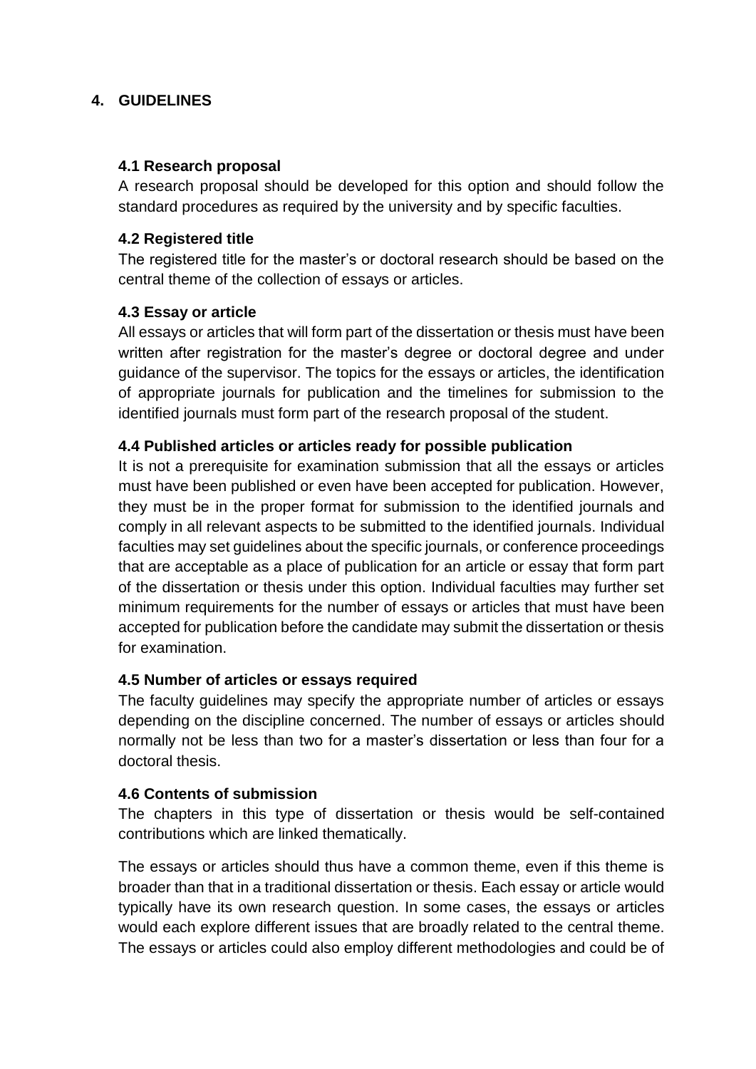## 4. GUIDELINES

### 4.1 Research proposal

A research proposal should be developed for this option and should follow the standard procedures as required by the university and by specific faculties.

### 4.2 Registered title

The registered title for the master's or doctoral research should be based on the central theme of the collection of essays or articles.

### 4.3 Essay or article

All essays or articles that will form part of the dissertation or thesis must have been written after registration for the master's degree or doctoral degree and under guidance of the supervisor. The topics for the essays or articles, the identification of appropriate journals for publication and the timelines for submission to the identified journals must form part of the research proposal of the student.

### 4.4 Published articles or articles ready for possible publication

It is not a prerequisite for examination submission that all the essays or articles must have been published or even have been accepted for publication. However, they must be in the proper format for submission to the identified journals and comply in all relevant aspects to be submitted to the identified journals. Individual faculties may set guidelines about the specific journals, or conference proceedings that are acceptable as a place of publication for an article or essay that form part of the dissertation or thesis under this option. Individual faculties may further set minimum requirements for the number of essays or articles that must have been accepted for publication before the candidate may submit the dissertation or thesis for examination.

### 4.5 Number of articles or essays required

The faculty guidelines may specify the appropriate number of articles or essays depending on the discipline concerned. The number of essays or articles should normally not be less than two for a master's dissertation or less than four for a doctoral thesis.

### 4.6 Contents of submission

The chapters in this type of dissertation or thesis would be self-contained contributions which are linked thematically.

The essays or articles should thus have a common theme, even if this theme is broader than that in a traditional dissertation or thesis. Each essay or article would typically have its own research question. In some cases, the essays or articles would each explore different issues that are broadly related to the central theme. The essays or articles could also employ different methodologies and could be of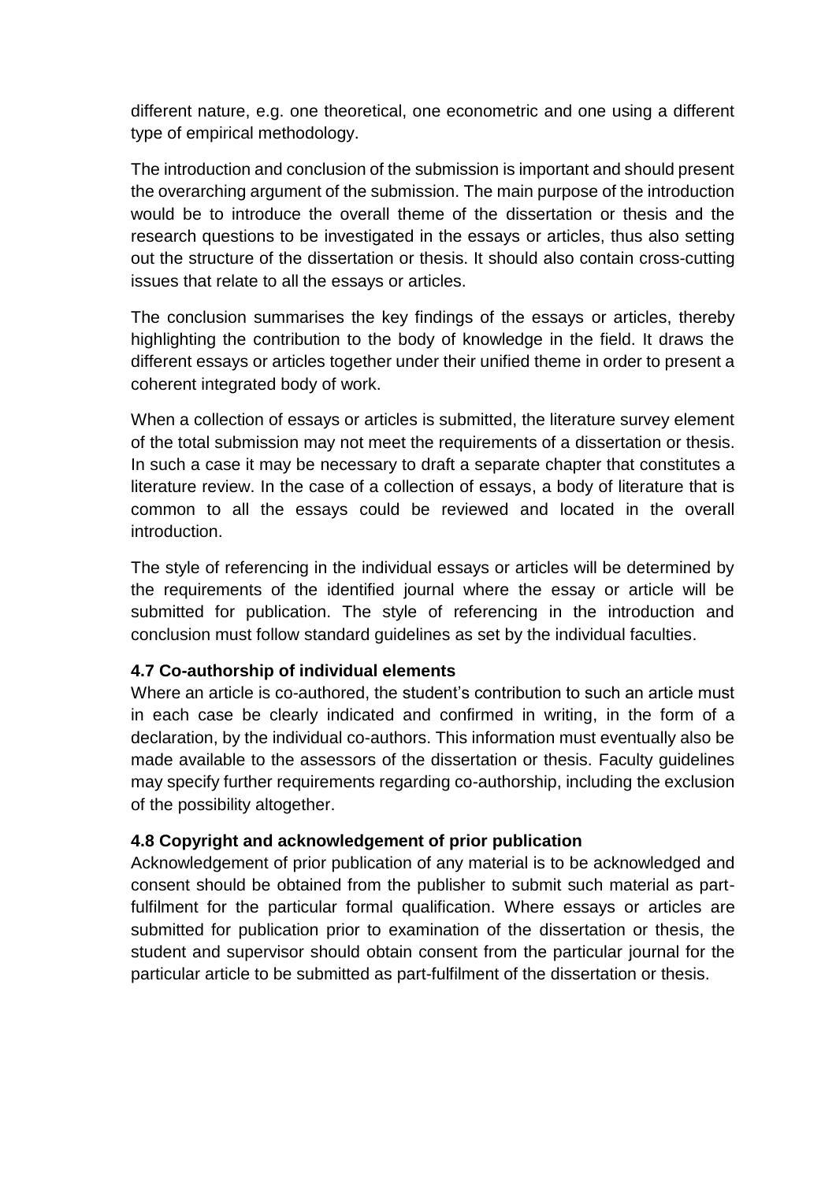different nature, e.g. one theoretical, one econometric and one using a different type of empirical methodology.

The introduction and conclusion of the submission is important and should present the overarching argument of the submission. The main purpose of the introduction would be to introduce the overall theme of the dissertation or thesis and the research questions to be investigated in the essays or articles, thus also setting out the structure of the dissertation or thesis. It should also contain cross-cutting issues that relate to all the essays or articles.

The conclusion summarises the key findings of the essays or articles, thereby highlighting the contribution to the body of knowledge in the field. It draws the different essays or articles together under their unified theme in order to present a coherent integrated body of work.

When a collection of essays or articles is submitted, the literature survey element of the total submission may not meet the requirements of a dissertation or thesis. In such a case it may be necessary to draft a separate chapter that constitutes a literature review. In the case of a collection of essays, a body of literature that is common to all the essays could be reviewed and located in the overall introduction.

The style of referencing in the individual essays or articles will be determined by the requirements of the identified journal where the essay or article will be submitted for publication. The style of referencing in the introduction and conclusion must follow standard guidelines as set by the individual faculties.

### 4.7 Co-authorship of individual elements

Where an article is co-authored, the student's contribution to such an article must in each case be clearly indicated and confirmed in writing, in the form of a declaration, by the individual co-authors. This information must eventually also be made available to the assessors of the dissertation or thesis. Faculty guidelines may specify further requirements regarding co-authorship, including the exclusion of the possibility altogether.

### 4.8 Copyright and acknowledgement of prior publication

Acknowledgement of prior publication of any material is to be acknowledged and consent should be obtained from the publisher to submit such material as part-fulfilment for the particular formal qualification. Where essays or articles are submitted for publication prior to examination of the dissertation or thesis, the student and supervisor should obtain consent from the particular journal for the particular article to be submitted as part-fulfilment of the dissertation or thesis.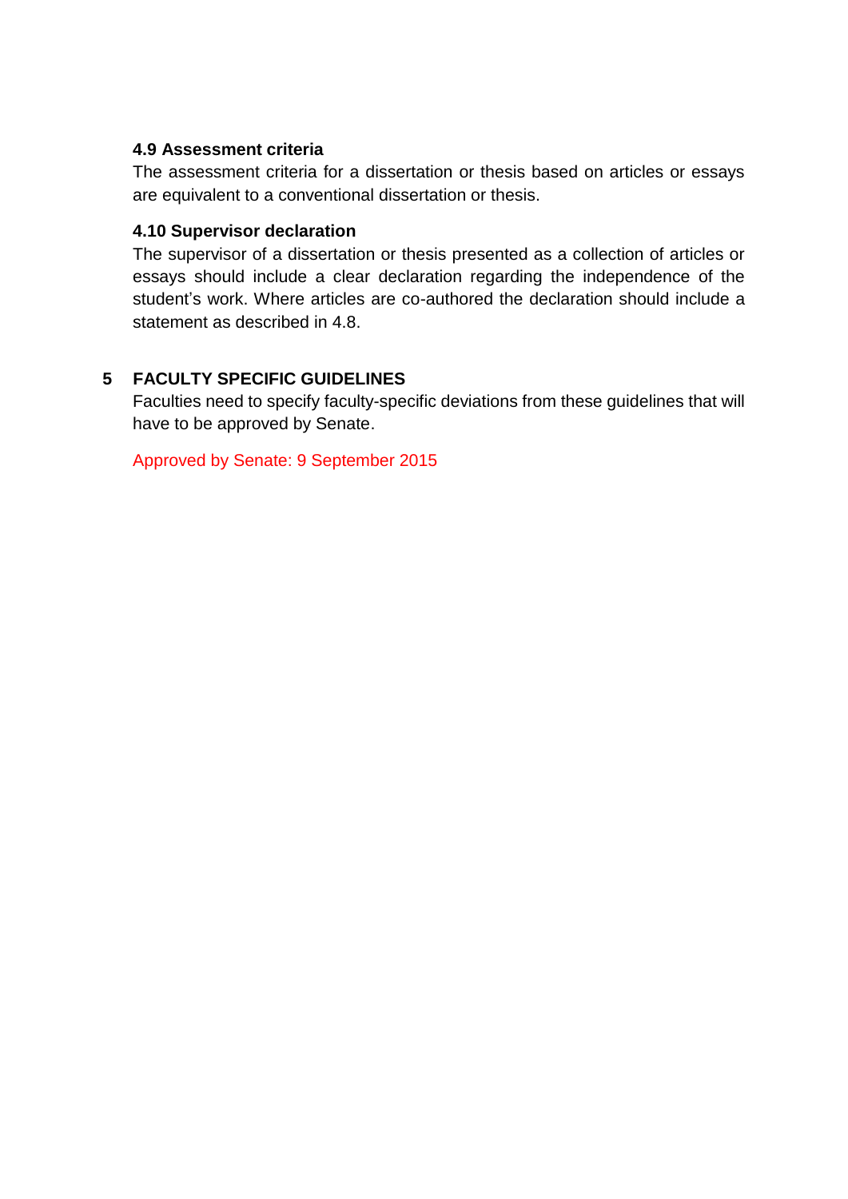### 4.9 Assessment criteria

The assessment criteria for a dissertation or thesis based on articles or essays are equivalent to a conventional dissertation or thesis.

### 4.10 Supervisor declaration

The supervisor of a dissertation or thesis presented as a collection of articles or essays should include a clear declaration regarding the independence of the student's work. Where articles are co-authored the declaration should include a statement as described in 4.8.

## 5 FACULTY SPECIFIC GUIDELINES

Faculties need to specify faculty-specific deviations from these guidelines that will have to be approved by Senate.

Approved by Senate: 9 September 2015